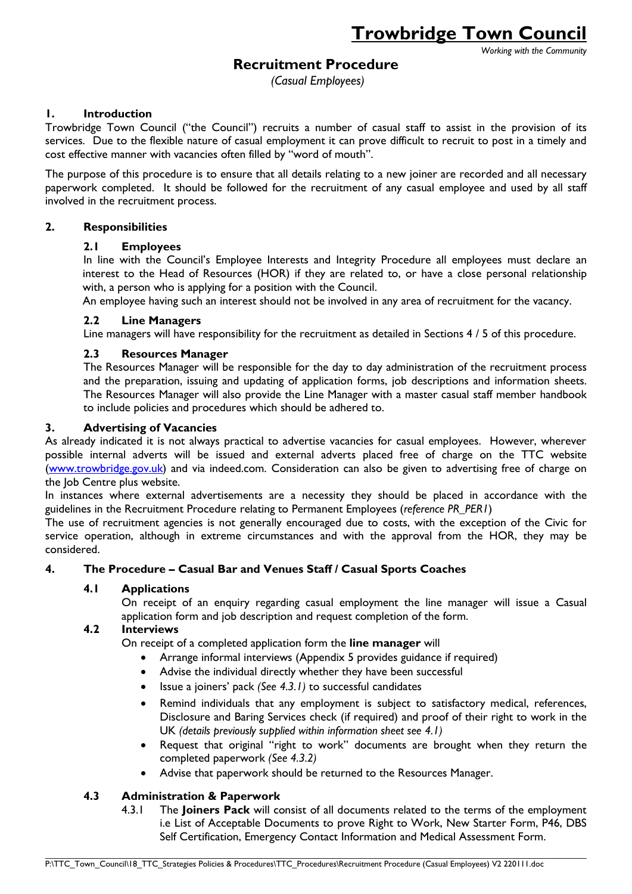# Trowbridge Town Council

*Working with the Community*

## Recruitment Procedure

*(Casual Employees)*

### 1. Introduction

Trowbridge Town Council ("the Council") recruits a number of casual staff to assist in the provision of its services. Due to the flexible nature of casual employment it can prove difficult to recruit to post in a timely and cost effective manner with vacancies often filled by "word of mouth".

The purpose of this procedure is to ensure that all details relating to a new joiner are recorded and all necessary paperwork completed. It should be followed for the recruitment of any casual employee and used by all staff involved in the recruitment process.

### 2. Responsibilities

#### 2.1 Employees

In line with the Council's Employee Interests and Integrity Procedure all employees must declare an interest to the Head of Resources (HOR) if they are related to, or have a close personal relationship with, a person who is applying for a position with the Council.

An employee having such an interest should not be involved in any area of recruitment for the vacancy.

#### 2.2 Line Managers

Line managers will have responsibility for the recruitment as detailed in Sections 4 / 5 of this procedure.

#### 2.3 Resources Manager

The Resources Manager will be responsible for the day to day administration of the recruitment process and the preparation, issuing and updating of application forms, job descriptions and information sheets. The Resources Manager will also provide the Line Manager with a master casual staff member handbook to include policies and procedures which should be adhered to.

### 3. Advertising of Vacancies

As already indicated it is not always practical to advertise vacancies for casual employees. However, wherever possible internal adverts will be issued and external adverts placed free of charge on the TTC website ([www.trowbridge.gov.uk](www.trowbridge.gov.uk)) and via indeed.com. Consideration can also be given to advertising free of charge on the Job Centre plus website.

In instances where external advertisements are a necessity they should be placed in accordance with the guidelines in the Recruitment Procedure relating to Permanent Employees (*reference PR_PER1*)

The use of recruitment agencies is not generally encouraged due to costs, with the exception of the Civic for service operation, although in extreme circumstances and with the approval from the HOR, they may be considered.

### 4. The Procedure – Casual Bar and Venues Staff / Casual Sports Coaches

#### 4.1 Applications

On receipt of an enquiry regarding casual employment the line manager will issue a Casual application form and job description and request completion of the form.

#### 4.2 Interviews

On receipt of a completed application form the **line manager** will

- Arrange informal interviews (Appendix 5 provides guidance if required)
- Advise the individual directly whether they have been successful
- Issue a joiners' pack *(See 4.3.1)* to successful candidates
- Remind individuals that any employment is subject to satisfactory medical, references, Disclosure and Baring Services check (if required) and proof of their right to work in the UK *(details previously supplied within information sheet see 4.1)*
- Request that original "right to work" documents are brought when they return the completed paperwork *(See 4.3.2)*
- Advise that paperwork should be returned to the Resources Manager.

#### 4.3 Administration & Paperwork

4.3.1 The **Joiners Pack** will consist of all documents related to the terms of the employment i.e List of Acceptable Documents to prove Right to Work, New Starter Form, P46, DBS Self Certification, Emergency Contact Information and Medical Assessment Form.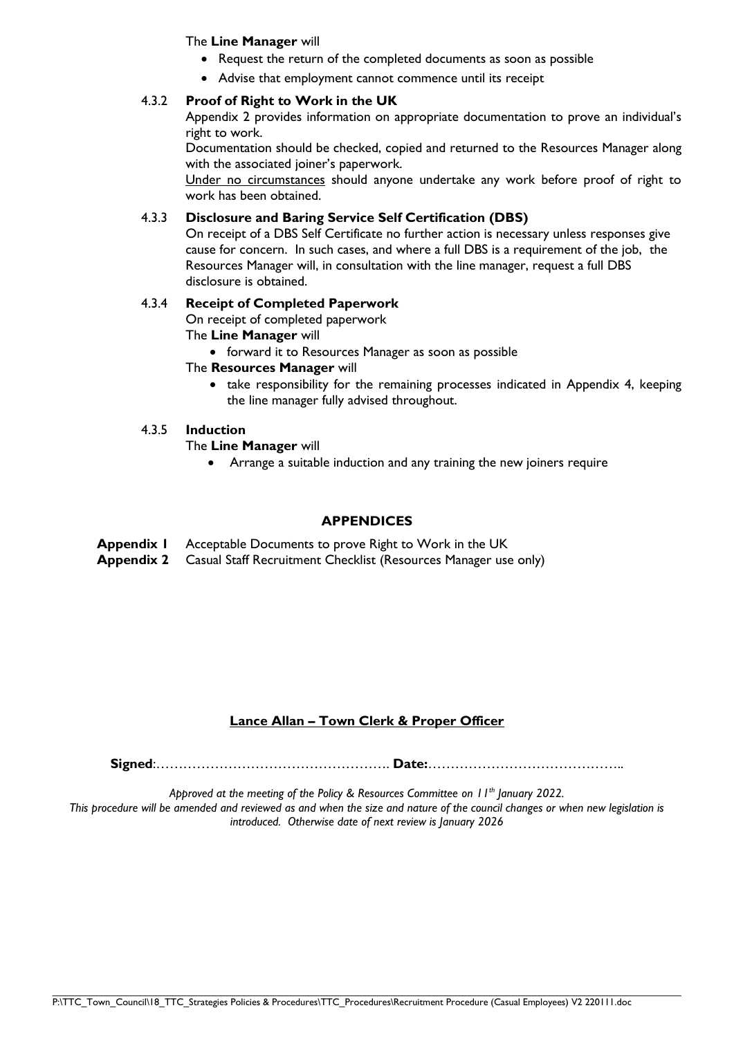The **Line Manager** will

- Request the return of the completed documents as soon as possible
- Advise that employment cannot commence until its receipt

4.3.2 **Proof of Right to Work in the UK**

Appendix 2 provides information on appropriate documentation to prove an individual's right to work.

Documentation should be checked, copied and returned to the Resources Manager along with the associated joiner's paperwork.

<u>Under no circumstances</u> should anyone undertake any work before proof of right to work has been obtained.

4.3.3 **Disclosure and Baring Service Self Certification (DBS)**

On receipt of a DBS Self Certificate no further action is necessary unless responses give cause for concern. In such cases, and where a full DBS is a requirement of the job, the Resources Manager will, in consultation with the line manager, request a full DBS disclosure is obtained.

4.3.4 **Receipt of Completed Paperwork**

On receipt of completed paperwork

The **Line Manager** will

- forward it to Resources Manager as soon as possible

The **Resources Manager** will

- take responsibility for the remaining processes indicated in Appendix 4, keeping the line manager fully advised throughout.

4.3.5 **Induction**

The **Line Manager** will

- Arrange a suitable induction and any training the new joiners require

## APPENDICES

**Appendix 1** Acceptable Documents to prove Right to Work in the UK
**Appendix 2** Casual Staff Recruitment Checklist (Resources Manager use only)

**<u>Lance Allan – Town Clerk & Proper Officer</u>**

**Signed**:……………………………………………. **Date:**……………………………………..

*Approved at the meeting of the Policy & Resources Committee on 11th January 2022.*
*This procedure will be amended and reviewed as and when the size and nature of the council changes or when new legislation is introduced. Otherwise date of next review is January 2026*

P:\TTC_Town_Council\18_TTC_Strategies Policies & Procedures\TTC_Procedures\Recruitment Procedure (Casual Employees) V2 220111.doc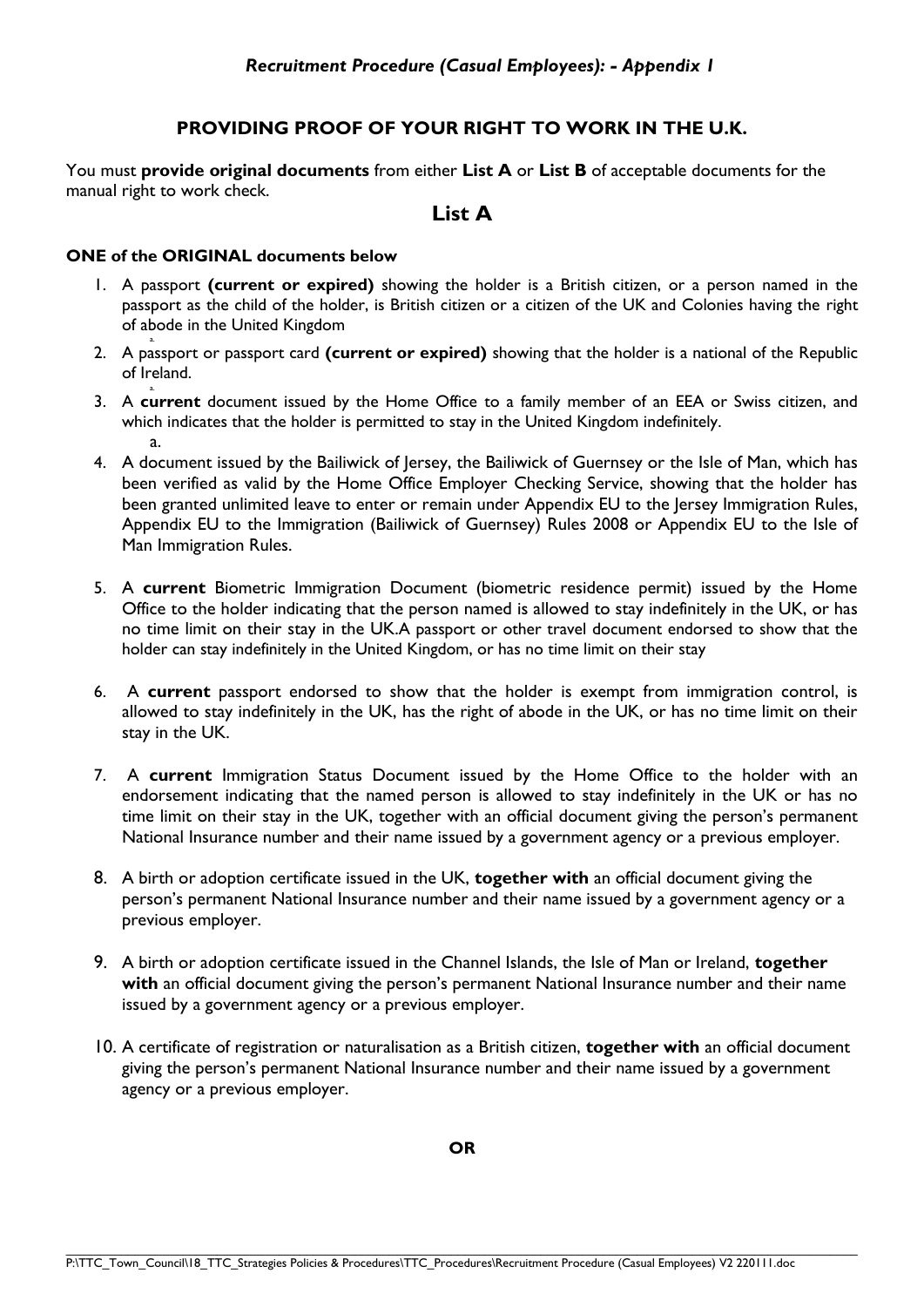*Recruitment Procedure (Casual Employees): - Appendix 1*

## PROVIDING PROOF OF YOUR RIGHT TO WORK IN THE U.K.

You must **provide original documents** from either **List A** or **List B** of acceptable documents for the manual right to work check.

## List A

**ONE of the ORIGINAL documents below**

1. A passport **(current or expired)** showing the holder is a British citizen, or a person named in the passport as the child of the holder, is British citizen or a citizen of the UK and Colonies having the right of abode in the United Kingdom
2. A passport or passport card **(current or expired)** showing that the holder is a national of the Republic of Ireland.
3. A **current** document issued by the Home Office to a family member of an EEA or Swiss citizen, and which indicates that the holder is permitted to stay in the United Kingdom indefinitely.
   a.
4. A document issued by the Bailiwick of Jersey, the Bailiwick of Guernsey or the Isle of Man, which has been verified as valid by the Home Office Employer Checking Service, showing that the holder has been granted unlimited leave to enter or remain under Appendix EU to the Jersey Immigration Rules, Appendix EU to the Immigration (Bailiwick of Guernsey) Rules 2008 or Appendix EU to the Isle of Man Immigration Rules.
5. A **current** Biometric Immigration Document (biometric residence permit) issued by the Home Office to the holder indicating that the person named is allowed to stay indefinitely in the UK, or has no time limit on their stay in the UK.A passport or other travel document endorsed to show that the holder can stay indefinitely in the United Kingdom, or has no time limit on their stay
6. A **current** passport endorsed to show that the holder is exempt from immigration control, is allowed to stay indefinitely in the UK, has the right of abode in the UK, or has no time limit on their stay in the UK.
7. A **current** Immigration Status Document issued by the Home Office to the holder with an endorsement indicating that the named person is allowed to stay indefinitely in the UK or has no time limit on their stay in the UK, together with an official document giving the person's permanent National Insurance number and their name issued by a government agency or a previous employer.
8. A birth or adoption certificate issued in the UK, **together with** an official document giving the person's permanent National Insurance number and their name issued by a government agency or a previous employer.
9. A birth or adoption certificate issued in the Channel Islands, the Isle of Man or Ireland, **together with** an official document giving the person's permanent National Insurance number and their name issued by a government agency or a previous employer.
10. A certificate of registration or naturalisation as a British citizen, **together with** an official document giving the person's permanent National Insurance number and their name issued by a government agency or a previous employer.

**OR**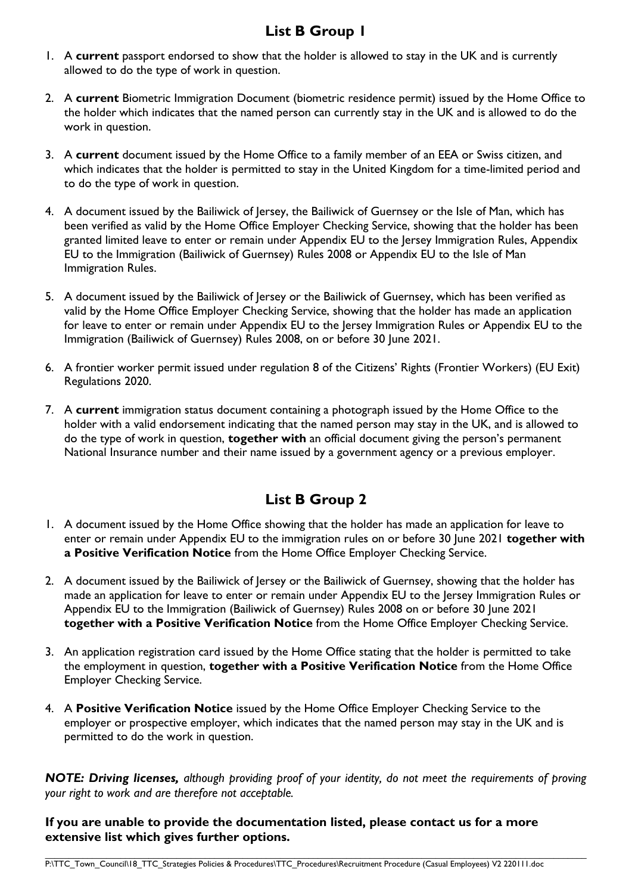## List B Group 1

1. A **current** passport endorsed to show that the holder is allowed to stay in the UK and is currently allowed to do the type of work in question.
2. A **current** Biometric Immigration Document (biometric residence permit) issued by the Home Office to the holder which indicates that the named person can currently stay in the UK and is allowed to do the work in question.
3. A **current** document issued by the Home Office to a family member of an EEA or Swiss citizen, and which indicates that the holder is permitted to stay in the United Kingdom for a time-limited period and to do the type of work in question.
4. A document issued by the Bailiwick of Jersey, the Bailiwick of Guernsey or the Isle of Man, which has been verified as valid by the Home Office Employer Checking Service, showing that the holder has been granted limited leave to enter or remain under Appendix EU to the Jersey Immigration Rules, Appendix EU to the Immigration (Bailiwick of Guernsey) Rules 2008 or Appendix EU to the Isle of Man Immigration Rules.
5. A document issued by the Bailiwick of Jersey or the Bailiwick of Guernsey, which has been verified as valid by the Home Office Employer Checking Service, showing that the holder has made an application for leave to enter or remain under Appendix EU to the Jersey Immigration Rules or Appendix EU to the Immigration (Bailiwick of Guernsey) Rules 2008, on or before 30 June 2021.
6. A frontier worker permit issued under regulation 8 of the Citizens' Rights (Frontier Workers) (EU Exit) Regulations 2020.
7. A **current** immigration status document containing a photograph issued by the Home Office to the holder with a valid endorsement indicating that the named person may stay in the UK, and is allowed to do the type of work in question, **together with** an official document giving the person's permanent National Insurance number and their name issued by a government agency or a previous employer.

## List B Group 2

1. A document issued by the Home Office showing that the holder has made an application for leave to enter or remain under Appendix EU to the immigration rules on or before 30 June 2021 **together with a Positive Verification Notice** from the Home Office Employer Checking Service.
2. A document issued by the Bailiwick of Jersey or the Bailiwick of Guernsey, showing that the holder has made an application for leave to enter or remain under Appendix EU to the Jersey Immigration Rules or Appendix EU to the Immigration (Bailiwick of Guernsey) Rules 2008 on or before 30 June 2021 **together with a Positive Verification Notice** from the Home Office Employer Checking Service.
3. An application registration card issued by the Home Office stating that the holder is permitted to take the employment in question, **together with a Positive Verification Notice** from the Home Office Employer Checking Service.
4. A **Positive Verification Notice** issued by the Home Office Employer Checking Service to the employer or prospective employer, which indicates that the named person may stay in the UK and is permitted to do the work in question.

***NOTE: Driving licenses,*** *although providing proof of your identity, do not meet the requirements of proving your right to work and are therefore not acceptable.*

**If you are unable to provide the documentation listed, please contact us for a more extensive list which gives further options.**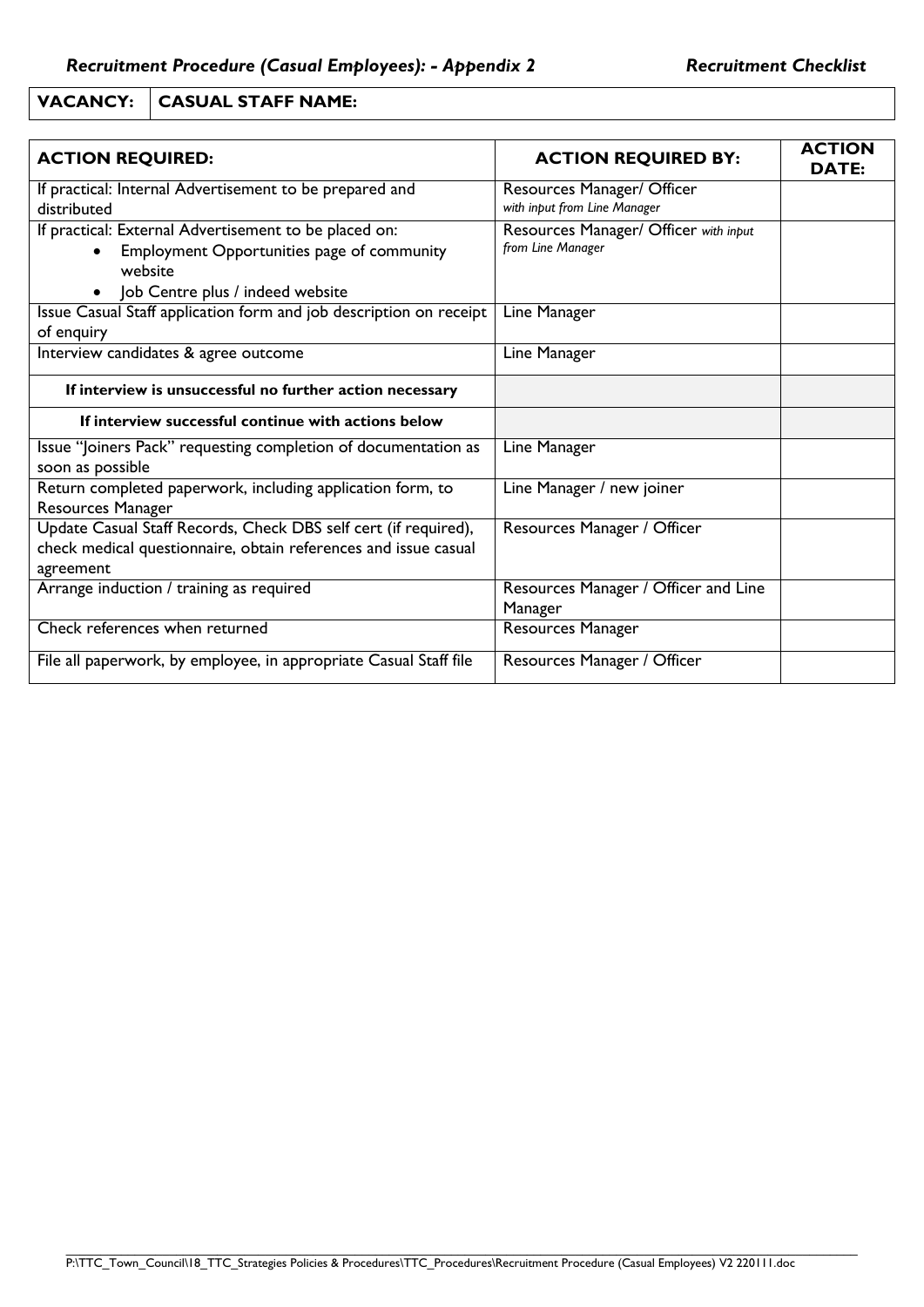*Recruitment Procedure (Casual Employees): - Appendix 2* *Recruitment Checklist*

| VACANCY: | CASUAL STAFF NAME: |
|---|---|

| ACTION REQUIRED: | ACTION REQUIRED BY: | ACTION DATE: |
|---|---|---|
| If practical: Internal Advertisement to be prepared and distributed | Resources Manager/ Officer *with input from Line Manager* | |
| If practical: External Advertisement to be placed on:<br>• Employment Opportunities page of community website<br>• Job Centre plus / indeed website | Resources Manager/ Officer *with input from Line Manager* | |
| Issue Casual Staff application form and job description on receipt of enquiry | Line Manager | |
| Interview candidates & agree outcome | Line Manager | |
| **If interview is unsuccessful no further action necessary** | | |
| **If interview successful continue with actions below** | | |
| Issue "Joiners Pack" requesting completion of documentation as soon as possible | Line Manager | |
| Return completed paperwork, including application form, to Resources Manager | Line Manager / new joiner | |
| Update Casual Staff Records, Check DBS self cert (if required), check medical questionnaire, obtain references and issue casual agreement | Resources Manager / Officer | |
| Arrange induction / training as required | Resources Manager / Officer and Line Manager | |
| Check references when returned | Resources Manager | |
| File all paperwork, by employee, in appropriate Casual Staff file | Resources Manager / Officer | |